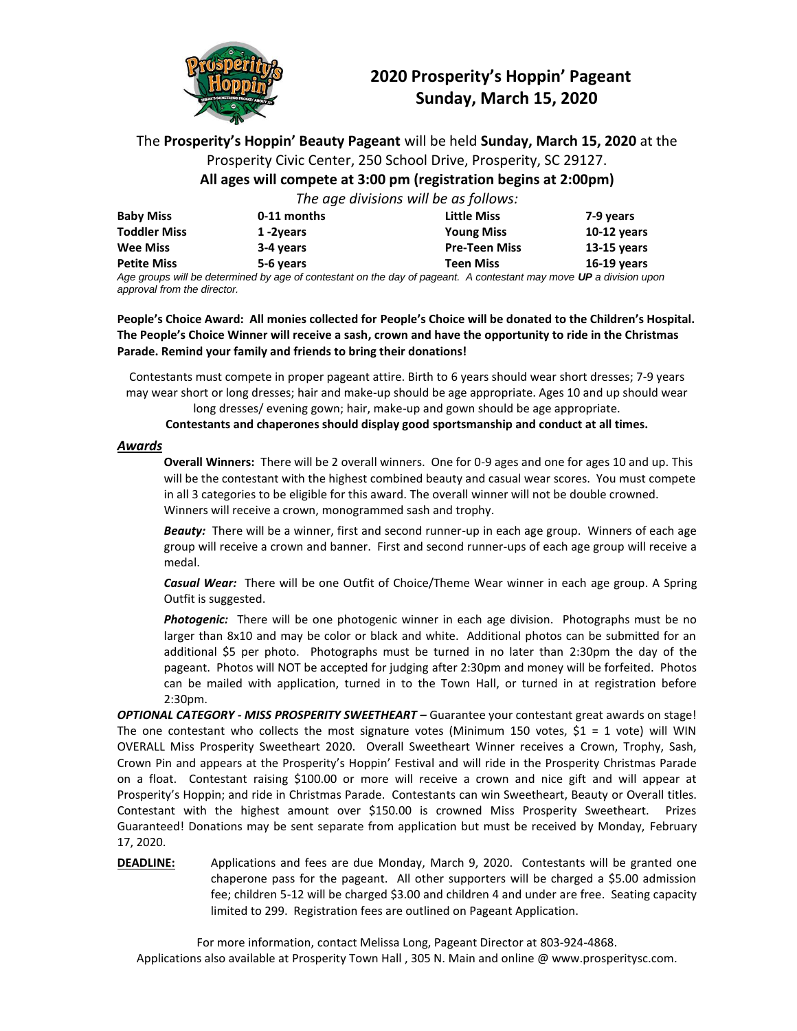# 2020 Prosperity's Hoppin' Pageant
## Sunday, March 15, 2020

The **Prosperity's Hoppin' Beauty Pageant** will be held **Sunday, March 15, 2020** at the Prosperity Civic Center, 250 School Drive, Prosperity, SC 29127.

**All ages will compete at 3:00 pm (registration begins at 2:00pm)**

*The age divisions will be as follows:*

| | | | |
|---|---|---|---|
| **Baby Miss** | **0-11 months** | **Little Miss** | **7-9 years** |
| **Toddler Miss** | **1 -2years** | **Young Miss** | **10-12 years** |
| **Wee Miss** | **3-4 years** | **Pre-Teen Miss** | **13-15 years** |
| **Petite Miss** | **5-6 years** | **Teen Miss** | **16-19 years** |

*Age groups will be determined by age of contestant on the day of pageant. A contestant may move **UP** a division upon approval from the director.*

**People's Choice Award: All monies collected for People's Choice will be donated to the Children's Hospital. The People's Choice Winner will receive a sash, crown and have the opportunity to ride in the Christmas Parade. Remind your family and friends to bring their donations!**

Contestants must compete in proper pageant attire. Birth to 6 years should wear short dresses; 7-9 years may wear short or long dresses; hair and make-up should be age appropriate. Ages 10 and up should wear long dresses/ evening gown; hair, make-up and gown should be age appropriate.

**Contestants and chaperones should display good sportsmanship and conduct at all times.**

### *Awards*

**Overall Winners:** There will be 2 overall winners. One for 0-9 ages and one for ages 10 and up. This will be the contestant with the highest combined beauty and casual wear scores. You must compete in all 3 categories to be eligible for this award. The overall winner will not be double crowned. Winners will receive a crown, monogrammed sash and trophy.

***Beauty:*** There will be a winner, first and second runner-up in each age group. Winners of each age group will receive a crown and banner. First and second runner-ups of each age group will receive a medal.

***Casual Wear:*** There will be one Outfit of Choice/Theme Wear winner in each age group. A Spring Outfit is suggested.

***Photogenic:*** There will be one photogenic winner in each age division. Photographs must be no larger than 8x10 and may be color or black and white. Additional photos can be submitted for an additional $5 per photo. Photographs must be turned in no later than 2:30pm the day of the pageant. Photos will NOT be accepted for judging after 2:30pm and money will be forfeited. Photos can be mailed with application, turned in to the Town Hall, or turned in at registration before 2:30pm.

***OPTIONAL CATEGORY - MISS PROSPERITY SWEETHEART –*** Guarantee your contestant great awards on stage! The one contestant who collects the most signature votes (Minimum 150 votes, $1 = 1 vote) will WIN OVERALL Miss Prosperity Sweetheart 2020. Overall Sweetheart Winner receives a Crown, Trophy, Sash, Crown Pin and appears at the Prosperity's Hoppin' Festival and will ride in the Prosperity Christmas Parade on a float. Contestant raising $100.00 or more will receive a crown and nice gift and will appear at Prosperity's Hoppin; and ride in Christmas Parade. Contestants can win Sweetheart, Beauty or Overall titles. Contestant with the highest amount over $150.00 is crowned Miss Prosperity Sweetheart. Prizes Guaranteed! Donations may be sent separate from application but must be received by Monday, February 17, 2020.

**DEADLINE:** Applications and fees are due Monday, March 9, 2020. Contestants will be granted one chaperone pass for the pageant. All other supporters will be charged a $5.00 admission fee; children 5-12 will be charged $3.00 and children 4 and under are free. Seating capacity limited to 299. Registration fees are outlined on Pageant Application.

For more information, contact Melissa Long, Pageant Director at 803-924-4868.
Applications also available at Prosperity Town Hall , 305 N. Main and online @ www.prosperitysc.com.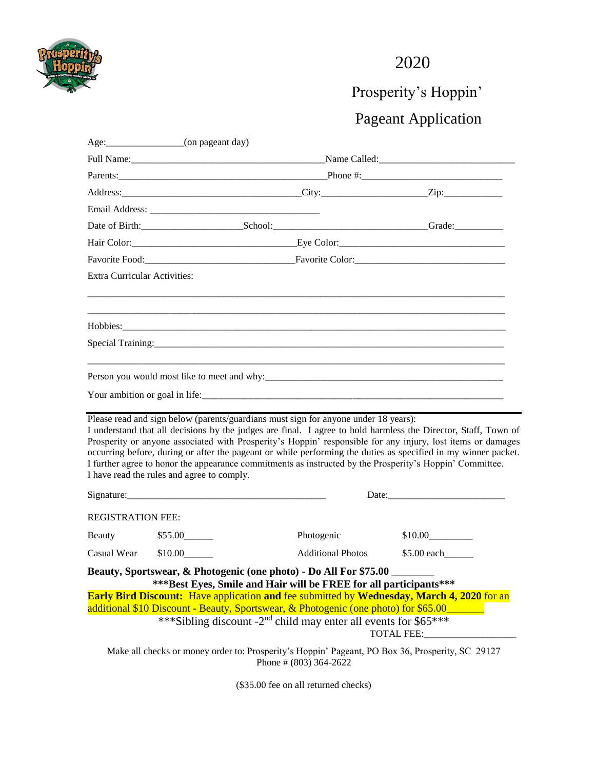# 2020

# Prosperity's Hoppin'

# Pageant Application

Age:________________(on pageant day)

Full Name:________________________________________Name Called:___________________________

Parents:___________________________________________Phone #:_____________________________

Address:_____________________________________City:_____________________Zip:____________

Email Address: ___________________________________

Date of Birth:____________________School:______________________________Grade:__________

Hair Color:________________________________Eye Color:________________________________

Favorite Food:______________________________Favorite Color:_____________________________

Extra Curricular Activities:

___________________________________________________________________________________

___________________________________________________________________________________

Hobbies:___________________________________________________________________________

Special Training:_____________________________________________________________________

___________________________________________________________________________________

Person you would most like to meet and why:________________________________________________

Your ambition or goal in life:___________________________________________________________

---

Please read and sign below (parents/guardians must sign for anyone under 18 years):
I understand that all decisions by the judges are final. I agree to hold harmless the Director, Staff, Town of Prosperity or anyone associated with Prosperity's Hoppin' responsible for any injury, lost items or damages occurring before, during or after the pageant or while performing the duties as specified in my winner packet. I further agree to honor the appearance commitments as instructed by the Prosperity's Hoppin' Committee.
I have read the rules and agree to comply.

Signature:________________________________________ Date:________________________

REGISTRATION FEE:

| | | | |
|---|---|---|---|
| Beauty | \$55.00______ | Photogenic | \$10.00_________ |
| Casual Wear | \$10.00______ | Additional Photos | \$5.00 each______ |

**Beauty, Sportswear, & Photogenic (one photo) - Do All For \$75.00** ________

**\*\*\*Best Eyes, Smile and Hair will be FREE for all participants\*\*\***

**Early Bird Discount:** Have application **and** fee submitted by **Wednesday, March 4, 2020** for an additional \$10 Discount - Beauty, Sportswear, & Photogenic (one photo) for \$65.00_______

\*\*\*Sibling discount -2nd child may enter all events for \$65\*\*\*

TOTAL FEE:__________________

Make all checks or money order to: Prosperity's Hoppin' Pageant, PO Box 36, Prosperity, SC 29127
Phone # (803) 364-2622

(\$35.00 fee on all returned checks)